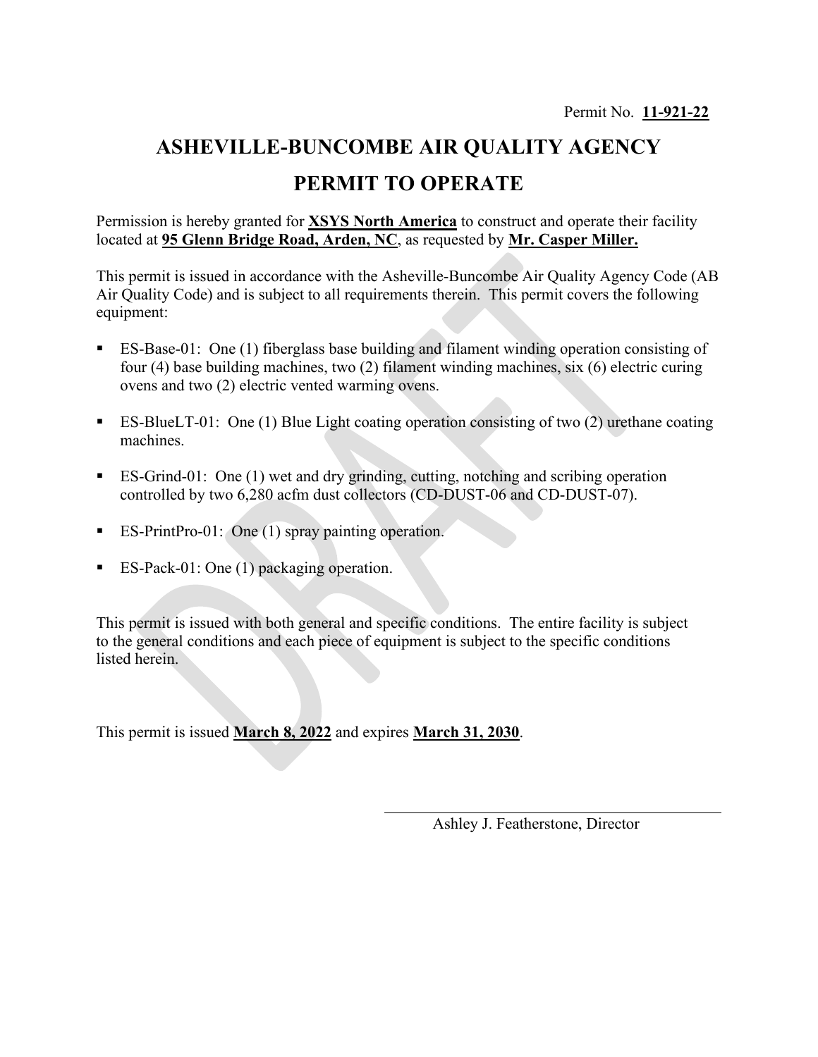Permit No. **11-921-22**

# ASHEVILLE-BUNCOMBE AIR QUALITY AGENCY

# PERMIT TO OPERATE

Permission is hereby granted for **XSYS North America** to construct and operate their facility located at **95 Glenn Bridge Road, Arden, NC**, as requested by **Mr. Casper Miller.**

This permit is issued in accordance with the Asheville-Buncombe Air Quality Agency Code (AB Air Quality Code) and is subject to all requirements therein. This permit covers the following equipment:

- ES-Base-01: One (1) fiberglass base building and filament winding operation consisting of four (4) base building machines, two (2) filament winding machines, six (6) electric curing ovens and two (2) electric vented warming ovens.
- ES-BlueLT-01: One (1) Blue Light coating operation consisting of two (2) urethane coating machines.
- ES-Grind-01: One (1) wet and dry grinding, cutting, notching and scribing operation controlled by two 6,280 acfm dust collectors (CD-DUST-06 and CD-DUST-07).
- ES-PrintPro-01: One (1) spray painting operation.
- ES-Pack-01: One (1) packaging operation.

This permit is issued with both general and specific conditions. The entire facility is subject to the general conditions and each piece of equipment is subject to the specific conditions listed herein.

This permit is issued **March 8, 2022** and expires **March 31, 2030**.

Ashley J. Featherstone, Director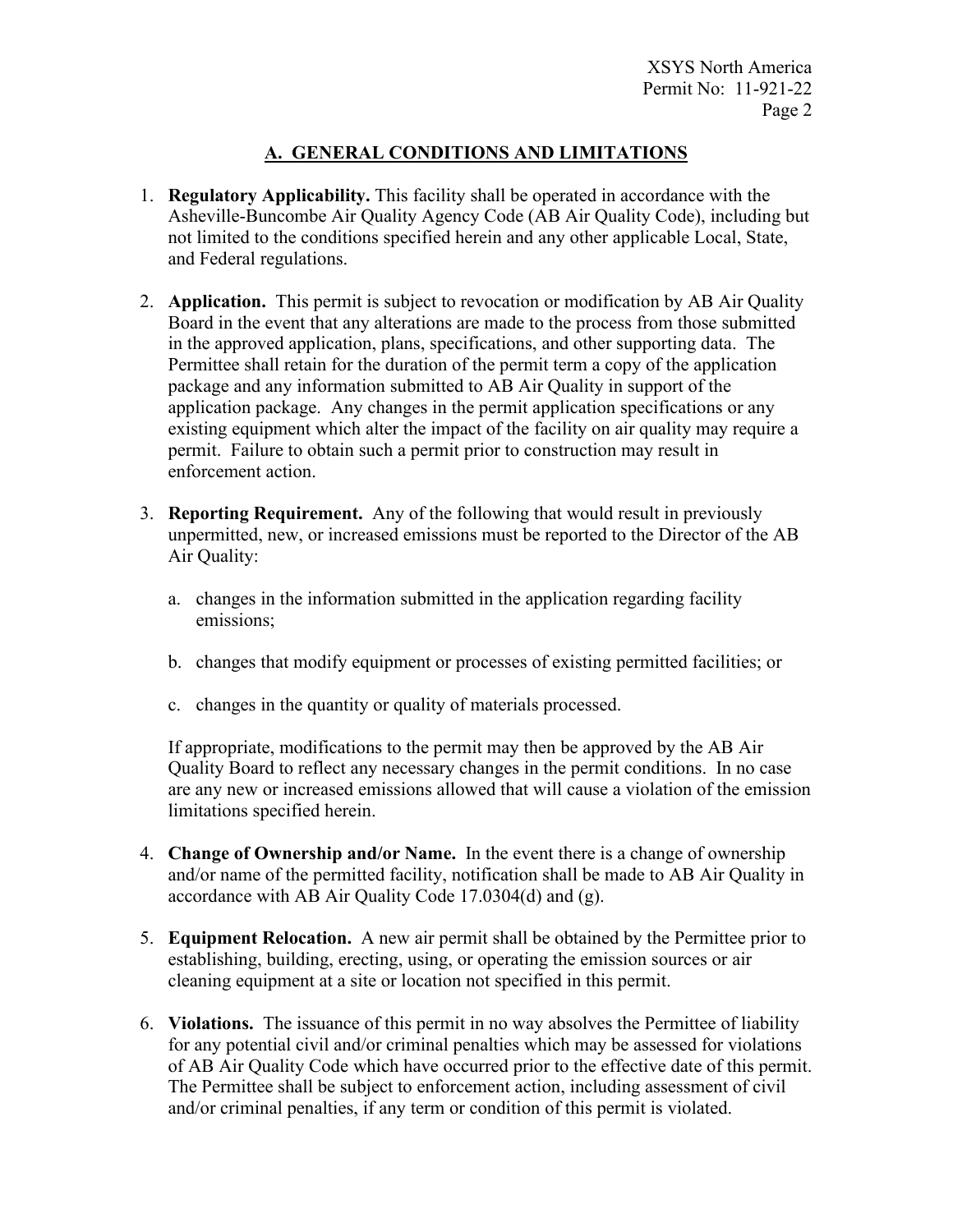## A. GENERAL CONDITIONS AND LIMITATIONS

1. **Regulatory Applicability.** This facility shall be operated in accordance with the Asheville-Buncombe Air Quality Agency Code (AB Air Quality Code), including but not limited to the conditions specified herein and any other applicable Local, State, and Federal regulations.

2. **Application.** This permit is subject to revocation or modification by AB Air Quality Board in the event that any alterations are made to the process from those submitted in the approved application, plans, specifications, and other supporting data. The Permittee shall retain for the duration of the permit term a copy of the application package and any information submitted to AB Air Quality in support of the application package. Any changes in the permit application specifications or any existing equipment which alter the impact of the facility on air quality may require a permit. Failure to obtain such a permit prior to construction may result in enforcement action.

3. **Reporting Requirement.** Any of the following that would result in previously unpermitted, new, or increased emissions must be reported to the Director of the AB Air Quality:

   a. changes in the information submitted in the application regarding facility emissions;

   b. changes that modify equipment or processes of existing permitted facilities; or

   c. changes in the quantity or quality of materials processed.

   If appropriate, modifications to the permit may then be approved by the AB Air Quality Board to reflect any necessary changes in the permit conditions. In no case are any new or increased emissions allowed that will cause a violation of the emission limitations specified herein.

4. **Change of Ownership and/or Name.** In the event there is a change of ownership and/or name of the permitted facility, notification shall be made to AB Air Quality in accordance with AB Air Quality Code 17.0304(d) and (g).

5. **Equipment Relocation.** A new air permit shall be obtained by the Permittee prior to establishing, building, erecting, using, or operating the emission sources or air cleaning equipment at a site or location not specified in this permit.

6. **Violations.** The issuance of this permit in no way absolves the Permittee of liability for any potential civil and/or criminal penalties which may be assessed for violations of AB Air Quality Code which have occurred prior to the effective date of this permit. The Permittee shall be subject to enforcement action, including assessment of civil and/or criminal penalties, if any term or condition of this permit is violated.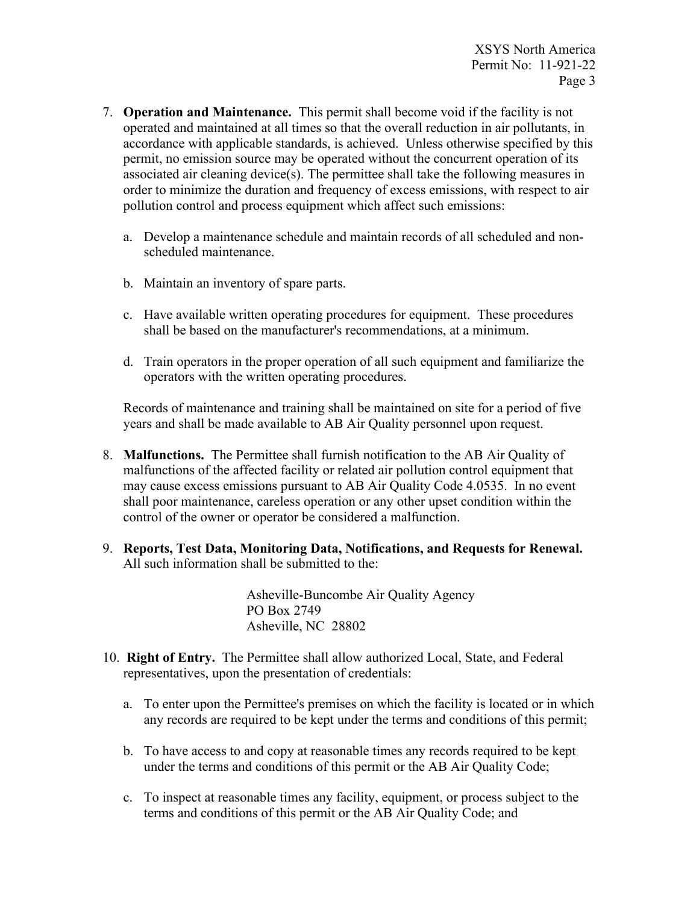7. **Operation and Maintenance.** This permit shall become void if the facility is not operated and maintained at all times so that the overall reduction in air pollutants, in accordance with applicable standards, is achieved. Unless otherwise specified by this permit, no emission source may be operated without the concurrent operation of its associated air cleaning device(s). The permittee shall take the following measures in order to minimize the duration and frequency of excess emissions, with respect to air pollution control and process equipment which affect such emissions:

   a. Develop a maintenance schedule and maintain records of all scheduled and non-scheduled maintenance.

   b. Maintain an inventory of spare parts.

   c. Have available written operating procedures for equipment. These procedures shall be based on the manufacturer's recommendations, at a minimum.

   d. Train operators in the proper operation of all such equipment and familiarize the operators with the written operating procedures.

   Records of maintenance and training shall be maintained on site for a period of five years and shall be made available to AB Air Quality personnel upon request.

8. **Malfunctions.** The Permittee shall furnish notification to the AB Air Quality of malfunctions of the affected facility or related air pollution control equipment that may cause excess emissions pursuant to AB Air Quality Code 4.0535. In no event shall poor maintenance, careless operation or any other upset condition within the control of the owner or operator be considered a malfunction.

9. **Reports, Test Data, Monitoring Data, Notifications, and Requests for Renewal.** All such information shall be submitted to the:

   Asheville-Buncombe Air Quality Agency
   PO Box 2749
   Asheville, NC 28802

10. **Right of Entry.** The Permittee shall allow authorized Local, State, and Federal representatives, upon the presentation of credentials:

    a. To enter upon the Permittee's premises on which the facility is located or in which any records are required to be kept under the terms and conditions of this permit;

    b. To have access to and copy at reasonable times any records required to be kept under the terms and conditions of this permit or the AB Air Quality Code;

    c. To inspect at reasonable times any facility, equipment, or process subject to the terms and conditions of this permit or the AB Air Quality Code; and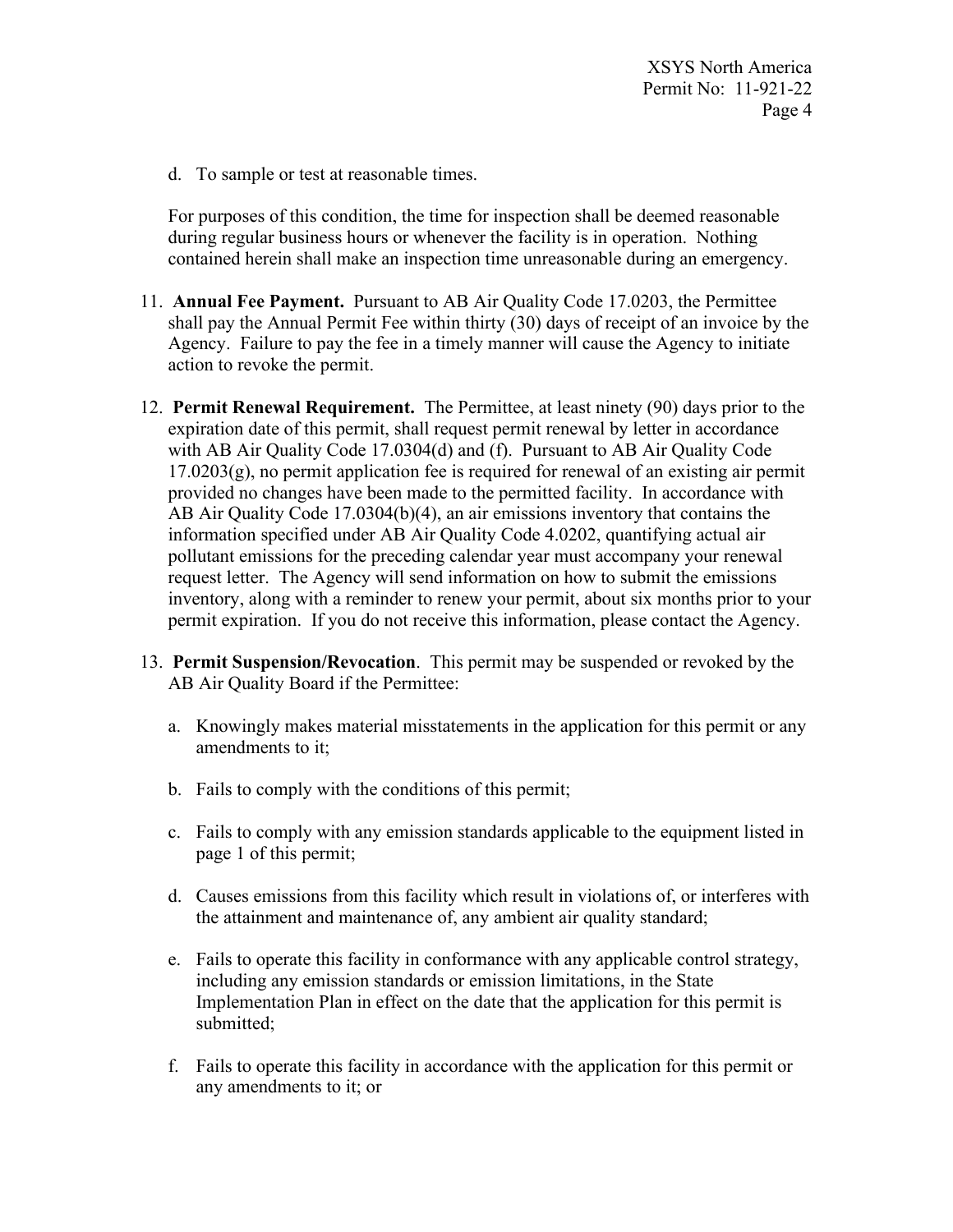d. To sample or test at reasonable times.

For purposes of this condition, the time for inspection shall be deemed reasonable during regular business hours or whenever the facility is in operation. Nothing contained herein shall make an inspection time unreasonable during an emergency.

11. **Annual Fee Payment.** Pursuant to AB Air Quality Code 17.0203, the Permittee shall pay the Annual Permit Fee within thirty (30) days of receipt of an invoice by the Agency. Failure to pay the fee in a timely manner will cause the Agency to initiate action to revoke the permit.

12. **Permit Renewal Requirement.** The Permittee, at least ninety (90) days prior to the expiration date of this permit, shall request permit renewal by letter in accordance with AB Air Quality Code 17.0304(d) and (f). Pursuant to AB Air Quality Code 17.0203(g), no permit application fee is required for renewal of an existing air permit provided no changes have been made to the permitted facility. In accordance with AB Air Quality Code 17.0304(b)(4), an air emissions inventory that contains the information specified under AB Air Quality Code 4.0202, quantifying actual air pollutant emissions for the preceding calendar year must accompany your renewal request letter. The Agency will send information on how to submit the emissions inventory, along with a reminder to renew your permit, about six months prior to your permit expiration. If you do not receive this information, please contact the Agency.

13. **Permit Suspension/Revocation**. This permit may be suspended or revoked by the AB Air Quality Board if the Permittee:

    a. Knowingly makes material misstatements in the application for this permit or any amendments to it;

    b. Fails to comply with the conditions of this permit;

    c. Fails to comply with any emission standards applicable to the equipment listed in page 1 of this permit;

    d. Causes emissions from this facility which result in violations of, or interferes with the attainment and maintenance of, any ambient air quality standard;

    e. Fails to operate this facility in conformance with any applicable control strategy, including any emission standards or emission limitations, in the State Implementation Plan in effect on the date that the application for this permit is submitted;

    f. Fails to operate this facility in accordance with the application for this permit or any amendments to it; or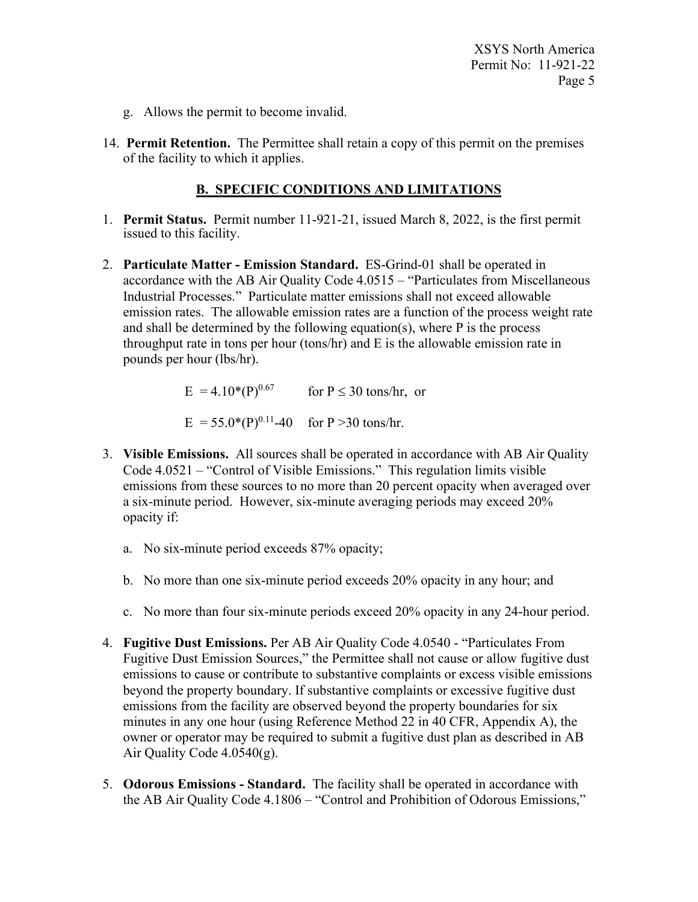g. Allows the permit to become invalid.

14. **Permit Retention.** The Permittee shall retain a copy of this permit on the premises of the facility to which it applies.

## B. SPECIFIC CONDITIONS AND LIMITATIONS

1. **Permit Status.** Permit number 11-921-21, issued March 8, 2022, is the first permit issued to this facility.

2. **Particulate Matter - Emission Standard.** ES-Grind-01 shall be operated in accordance with the AB Air Quality Code 4.0515 – "Particulates from Miscellaneous Industrial Processes." Particulate matter emissions shall not exceed allowable emission rates. The allowable emission rates are a function of the process weight rate and shall be determined by the following equation(s), where P is the process throughput rate in tons per hour (tons/hr) and E is the allowable emission rate in pounds per hour (lbs/hr).

   $E = 4.10*(P)^{0.67}$ for $P \leq 30$ tons/hr, or

   $E = 55.0*(P)^{0.11}-40$ for $P > 30$ tons/hr.

3. **Visible Emissions.** All sources shall be operated in accordance with AB Air Quality Code 4.0521 – "Control of Visible Emissions." This regulation limits visible emissions from these sources to no more than 20 percent opacity when averaged over a six-minute period. However, six-minute averaging periods may exceed 20% opacity if:

   a. No six-minute period exceeds 87% opacity;

   b. No more than one six-minute period exceeds 20% opacity in any hour; and

   c. No more than four six-minute periods exceed 20% opacity in any 24-hour period.

4. **Fugitive Dust Emissions.** Per AB Air Quality Code 4.0540 - "Particulates From Fugitive Dust Emission Sources," the Permittee shall not cause or allow fugitive dust emissions to cause or contribute to substantive complaints or excess visible emissions beyond the property boundary. If substantive complaints or excessive fugitive dust emissions from the facility are observed beyond the property boundaries for six minutes in any one hour (using Reference Method 22 in 40 CFR, Appendix A), the owner or operator may be required to submit a fugitive dust plan as described in AB Air Quality Code 4.0540(g).

5. **Odorous Emissions - Standard.** The facility shall be operated in accordance with the AB Air Quality Code 4.1806 – "Control and Prohibition of Odorous Emissions,"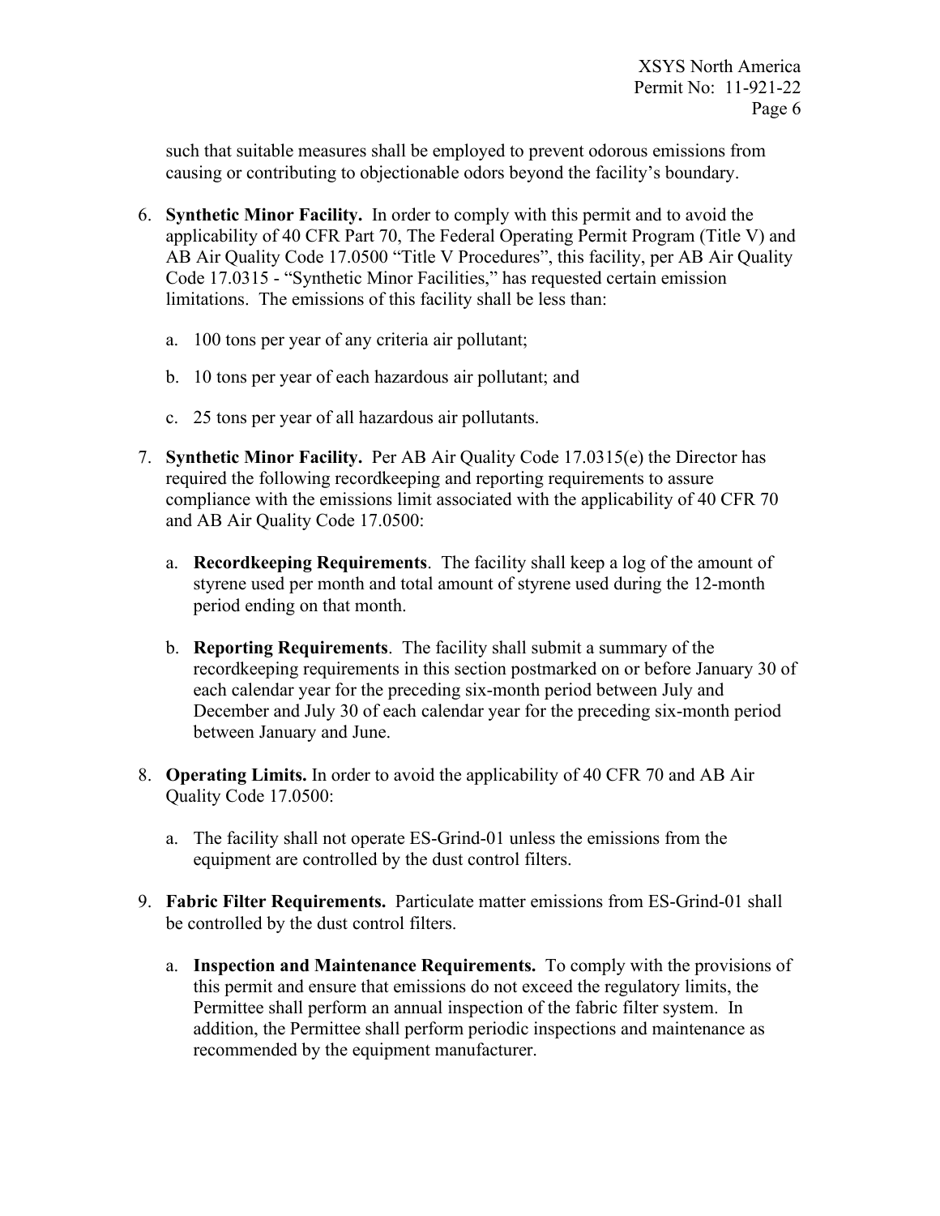such that suitable measures shall be employed to prevent odorous emissions from causing or contributing to objectionable odors beyond the facility's boundary.

6. **Synthetic Minor Facility.** In order to comply with this permit and to avoid the applicability of 40 CFR Part 70, The Federal Operating Permit Program (Title V) and AB Air Quality Code 17.0500 "Title V Procedures", this facility, per AB Air Quality Code 17.0315 - "Synthetic Minor Facilities," has requested certain emission limitations. The emissions of this facility shall be less than:

   a. 100 tons per year of any criteria air pollutant;

   b. 10 tons per year of each hazardous air pollutant; and

   c. 25 tons per year of all hazardous air pollutants.

7. **Synthetic Minor Facility.** Per AB Air Quality Code 17.0315(e) the Director has required the following recordkeeping and reporting requirements to assure compliance with the emissions limit associated with the applicability of 40 CFR 70 and AB Air Quality Code 17.0500:

   a. **Recordkeeping Requirements**. The facility shall keep a log of the amount of styrene used per month and total amount of styrene used during the 12-month period ending on that month.

   b. **Reporting Requirements**. The facility shall submit a summary of the recordkeeping requirements in this section postmarked on or before January 30 of each calendar year for the preceding six-month period between July and December and July 30 of each calendar year for the preceding six-month period between January and June.

8. **Operating Limits.** In order to avoid the applicability of 40 CFR 70 and AB Air Quality Code 17.0500:

   a. The facility shall not operate ES-Grind-01 unless the emissions from the equipment are controlled by the dust control filters.

9. **Fabric Filter Requirements.** Particulate matter emissions from ES-Grind-01 shall be controlled by the dust control filters.

   a. **Inspection and Maintenance Requirements.** To comply with the provisions of this permit and ensure that emissions do not exceed the regulatory limits, the Permittee shall perform an annual inspection of the fabric filter system. In addition, the Permittee shall perform periodic inspections and maintenance as recommended by the equipment manufacturer.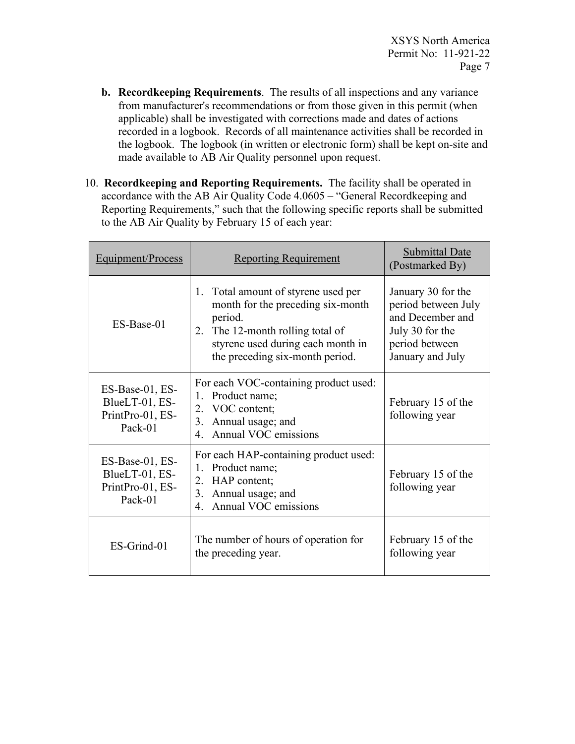**b. Recordkeeping Requirements**. The results of all inspections and any variance from manufacturer's recommendations or from those given in this permit (when applicable) shall be investigated with corrections made and dates of actions recorded in a logbook. Records of all maintenance activities shall be recorded in the logbook. The logbook (in written or electronic form) shall be kept on-site and made available to AB Air Quality personnel upon request.

10. **Recordkeeping and Reporting Requirements.** The facility shall be operated in accordance with the AB Air Quality Code 4.0605 – "General Recordkeeping and Reporting Requirements," such that the following specific reports shall be submitted to the AB Air Quality by February 15 of each year:

| Equipment/Process | Reporting Requirement | Submittal Date (Postmarked By) |
|---|---|---|
| ES-Base-01 | 1. Total amount of styrene used per month for the preceding six-month period.<br>2. The 12-month rolling total of styrene used during each month in the preceding six-month period. | January 30 for the period between July and December and July 30 for the period between January and July |
| ES-Base-01, ES-BlueLT-01, ES-PrintPro-01, ES-Pack-01 | For each VOC-containing product used:<br>1. Product name;<br>2. VOC content;<br>3. Annual usage; and<br>4. Annual VOC emissions | February 15 of the following year |
| ES-Base-01, ES-BlueLT-01, ES-PrintPro-01, ES-Pack-01 | For each HAP-containing product used:<br>1. Product name;<br>2. HAP content;<br>3. Annual usage; and<br>4. Annual VOC emissions | February 15 of the following year |
| ES-Grind-01 | The number of hours of operation for the preceding year. | February 15 of the following year |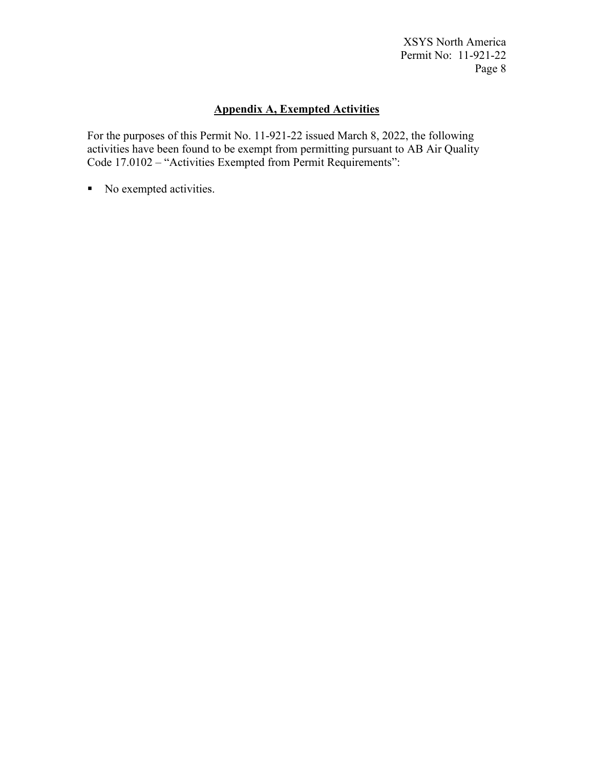## Appendix A, Exempted Activities

For the purposes of this Permit No. 11-921-22 issued March 8, 2022, the following activities have been found to be exempt from permitting pursuant to AB Air Quality Code 17.0102 – "Activities Exempted from Permit Requirements":

- No exempted activities.